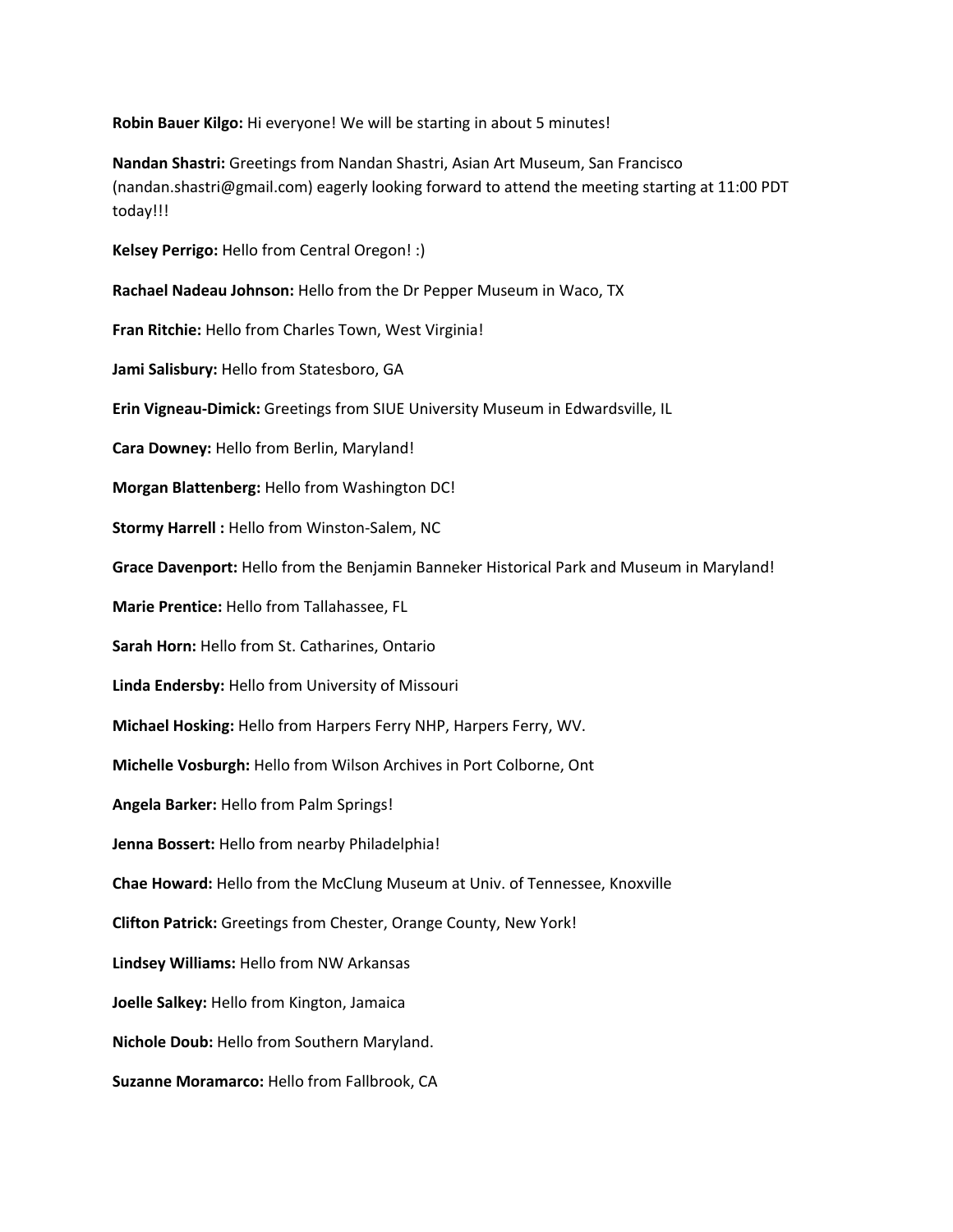**Robin Bauer Kilgo:** Hi everyone! We will be starting in about 5 minutes!

**Nandan Shastri:** Greetings from Nandan Shastri, Asian Art Museum, San Francisco (nandan.shastri@gmail.com) eagerly looking forward to attend the meeting starting at 11:00 PDT today!!!

**Kelsey Perrigo:** Hello from Central Oregon! :)

**Rachael Nadeau Johnson:** Hello from the Dr Pepper Museum in Waco, TX

**Fran Ritchie:** Hello from Charles Town, West Virginia!

**Jami Salisbury:** Hello from Statesboro, GA

**Erin Vigneau-Dimick:** Greetings from SIUE University Museum in Edwardsville, IL

**Cara Downey:** Hello from Berlin, Maryland!

**Morgan Blattenberg:** Hello from Washington DC!

**Stormy Harrell :** Hello from Winston-Salem, NC

**Grace Davenport:** Hello from the Benjamin Banneker Historical Park and Museum in Maryland!

**Marie Prentice:** Hello from Tallahassee, FL

**Sarah Horn:** Hello from St. Catharines, Ontario

**Linda Endersby:** Hello from University of Missouri

**Michael Hosking:** Hello from Harpers Ferry NHP, Harpers Ferry, WV.

**Michelle Vosburgh:** Hello from Wilson Archives in Port Colborne, Ont

**Angela Barker:** Hello from Palm Springs!

**Jenna Bossert:** Hello from nearby Philadelphia!

**Chae Howard:** Hello from the McClung Museum at Univ. of Tennessee, Knoxville

**Clifton Patrick:** Greetings from Chester, Orange County, New York!

**Lindsey Williams:** Hello from NW Arkansas

**Joelle Salkey:** Hello from Kington, Jamaica

**Nichole Doub:** Hello from Southern Maryland.

**Suzanne Moramarco:** Hello from Fallbrook, CA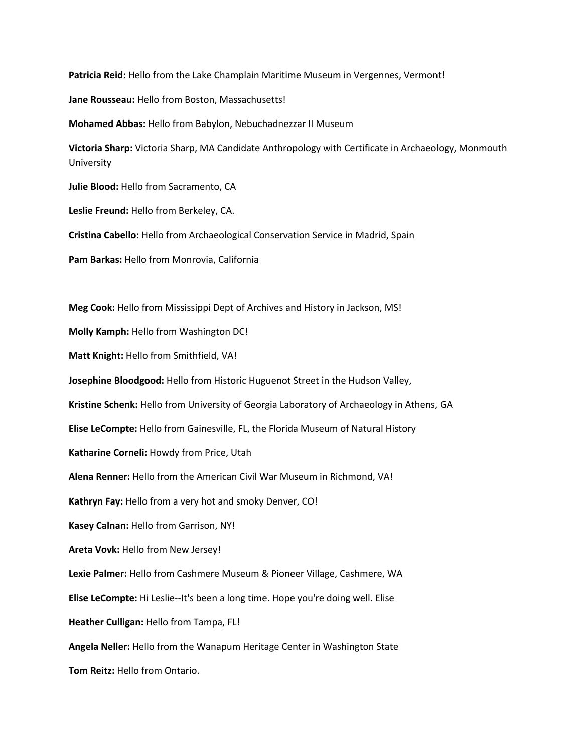**Patricia Reid:** Hello from the Lake Champlain Maritime Museum in Vergennes, Vermont!

**Jane Rousseau:** Hello from Boston, Massachusetts!

**Mohamed Abbas:** Hello from Babylon, Nebuchadnezzar II Museum

**Victoria Sharp:** Victoria Sharp, MA Candidate Anthropology with Certificate in Archaeology, Monmouth University

**Julie Blood:** Hello from Sacramento, CA

**Leslie Freund:** Hello from Berkeley, CA.

**Cristina Cabello:** Hello from Archaeological Conservation Service in Madrid, Spain

**Pam Barkas:** Hello from Monrovia, California

**Meg Cook:** Hello from Mississippi Dept of Archives and History in Jackson, MS!

**Molly Kamph:** Hello from Washington DC!

**Matt Knight:** Hello from Smithfield, VA!

**Josephine Bloodgood:** Hello from Historic Huguenot Street in the Hudson Valley,

**Kristine Schenk:** Hello from University of Georgia Laboratory of Archaeology in Athens, GA

**Elise LeCompte:** Hello from Gainesville, FL, the Florida Museum of Natural History

**Katharine Corneli:** Howdy from Price, Utah

**Alena Renner:** Hello from the American Civil War Museum in Richmond, VA!

**Kathryn Fay:** Hello from a very hot and smoky Denver, CO!

**Kasey Calnan:** Hello from Garrison, NY!

**Areta Vovk:** Hello from New Jersey!

**Lexie Palmer:** Hello from Cashmere Museum & Pioneer Village, Cashmere, WA

**Elise LeCompte:** Hi Leslie--It's been a long time. Hope you're doing well. Elise

**Heather Culligan:** Hello from Tampa, FL!

**Angela Neller:** Hello from the Wanapum Heritage Center in Washington State

**Tom Reitz:** Hello from Ontario.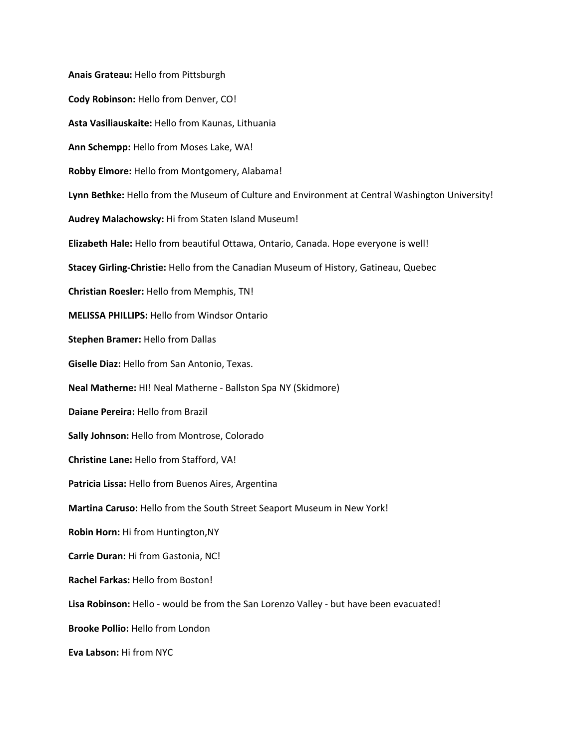**Anais Grateau:** Hello from Pittsburgh

**Cody Robinson:** Hello from Denver, CO!

**Asta Vasiliauskaite:** Hello from Kaunas, Lithuania

**Ann Schempp:** Hello from Moses Lake, WA!

**Robby Elmore:** Hello from Montgomery, Alabama!

**Lynn Bethke:** Hello from the Museum of Culture and Environment at Central Washington University!

**Audrey Malachowsky:** Hi from Staten Island Museum!

**Elizabeth Hale:** Hello from beautiful Ottawa, Ontario, Canada. Hope everyone is well!

**Stacey Girling-Christie:** Hello from the Canadian Museum of History, Gatineau, Quebec

**Christian Roesler:** Hello from Memphis, TN!

**MELISSA PHILLIPS:** Hello from Windsor Ontario

**Stephen Bramer:** Hello from Dallas

**Giselle Diaz:** Hello from San Antonio, Texas.

**Neal Matherne:** HI! Neal Matherne - Ballston Spa NY (Skidmore)

**Daiane Pereira:** Hello from Brazil

**Sally Johnson:** Hello from Montrose, Colorado

**Christine Lane:** Hello from Stafford, VA!

**Patricia Lissa:** Hello from Buenos Aires, Argentina

**Martina Caruso:** Hello from the South Street Seaport Museum in New York!

**Robin Horn:** Hi from Huntington,NY

**Carrie Duran:** Hi from Gastonia, NC!

**Rachel Farkas:** Hello from Boston!

**Lisa Robinson:** Hello - would be from the San Lorenzo Valley - but have been evacuated!

**Brooke Pollio:** Hello from London

**Eva Labson:** Hi from NYC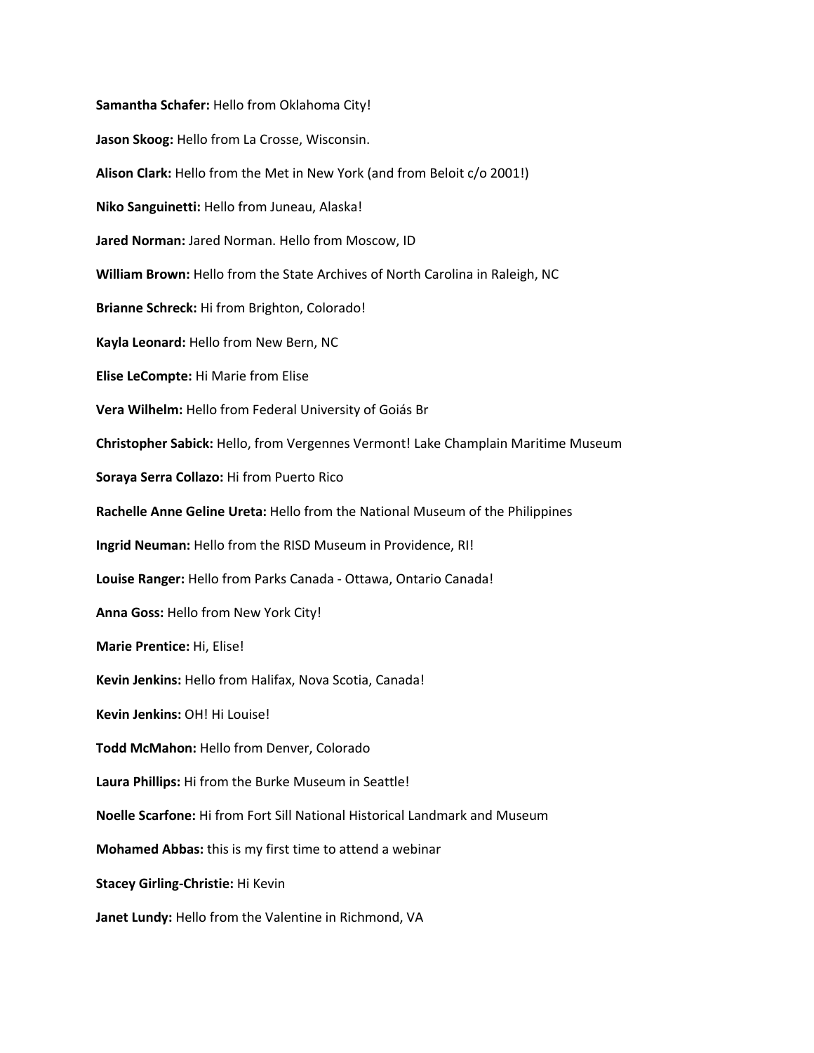**Samantha Schafer:** Hello from Oklahoma City!

**Jason Skoog:** Hello from La Crosse, Wisconsin.

**Alison Clark:** Hello from the Met in New York (and from Beloit c/o 2001!)

**Niko Sanguinetti:** Hello from Juneau, Alaska!

**Jared Norman:** Jared Norman. Hello from Moscow, ID

**William Brown:** Hello from the State Archives of North Carolina in Raleigh, NC

**Brianne Schreck:** Hi from Brighton, Colorado!

**Kayla Leonard:** Hello from New Bern, NC

**Elise LeCompte:** Hi Marie from Elise

**Vera Wilhelm:** Hello from Federal University of Goiás Br

**Christopher Sabick:** Hello, from Vergennes Vermont! Lake Champlain Maritime Museum

**Soraya Serra Collazo:** Hi from Puerto Rico

**Rachelle Anne Geline Ureta:** Hello from the National Museum of the Philippines

**Ingrid Neuman:** Hello from the RISD Museum in Providence, RI!

**Louise Ranger:** Hello from Parks Canada - Ottawa, Ontario Canada!

**Anna Goss:** Hello from New York City!

**Marie Prentice:** Hi, Elise!

**Kevin Jenkins:** Hello from Halifax, Nova Scotia, Canada!

**Kevin Jenkins:** OH! Hi Louise!

**Todd McMahon:** Hello from Denver, Colorado

**Laura Phillips:** Hi from the Burke Museum in Seattle!

**Noelle Scarfone:** Hi from Fort Sill National Historical Landmark and Museum

**Mohamed Abbas:** this is my first time to attend a webinar

**Stacey Girling-Christie:** Hi Kevin

**Janet Lundy:** Hello from the Valentine in Richmond, VA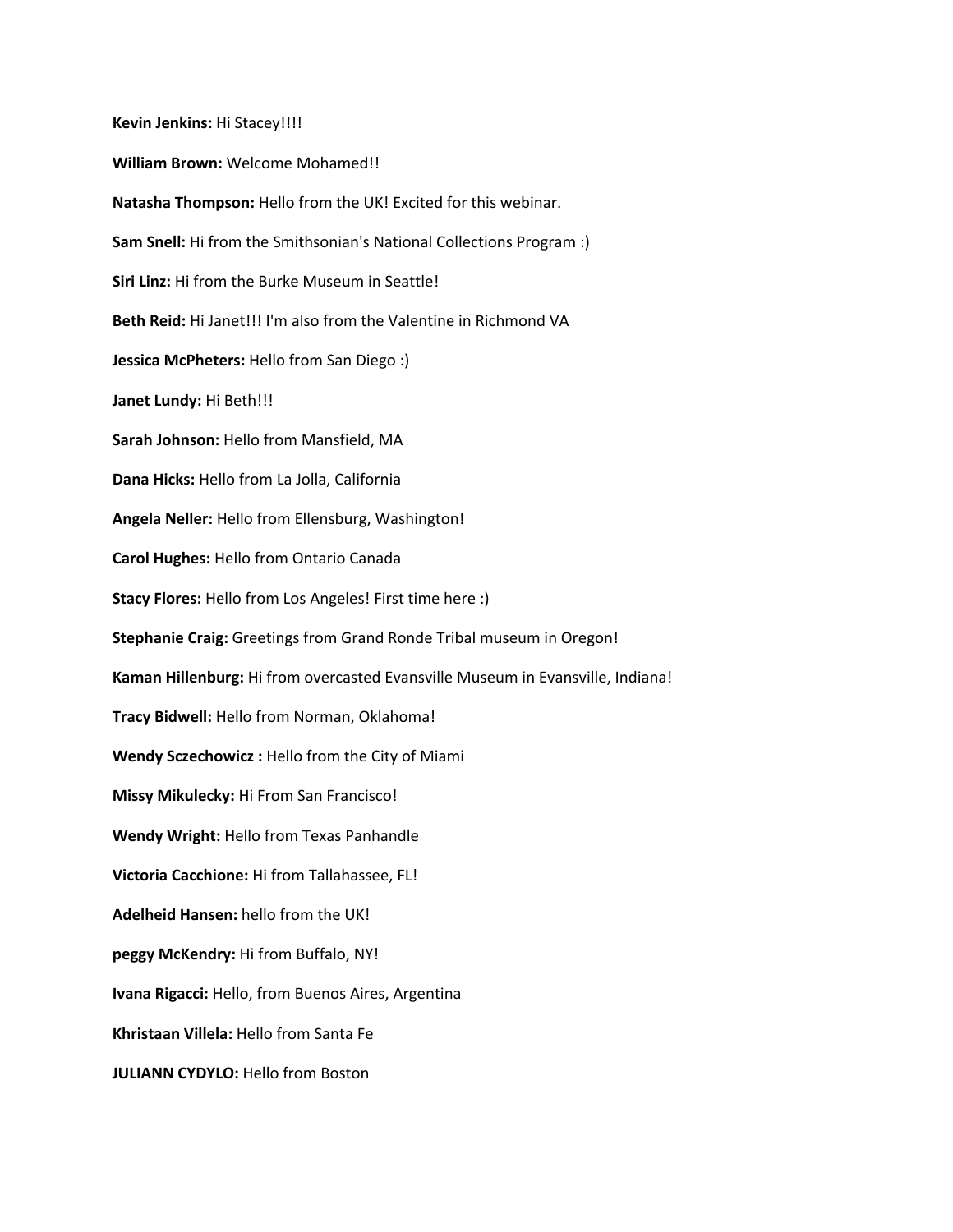**Kevin Jenkins:** Hi Stacey!!!!

**William Brown:** Welcome Mohamed!!

**Natasha Thompson:** Hello from the UK! Excited for this webinar.

**Sam Snell:** Hi from the Smithsonian's National Collections Program :)

**Siri Linz:** Hi from the Burke Museum in Seattle!

**Beth Reid:** Hi Janet!!! I'm also from the Valentine in Richmond VA

**Jessica McPheters:** Hello from San Diego :)

**Janet Lundy:** Hi Beth!!!

**Sarah Johnson:** Hello from Mansfield, MA

**Dana Hicks:** Hello from La Jolla, California

**Angela Neller:** Hello from Ellensburg, Washington!

**Carol Hughes:** Hello from Ontario Canada

**Stacy Flores:** Hello from Los Angeles! First time here :)

**Stephanie Craig:** Greetings from Grand Ronde Tribal museum in Oregon!

**Kaman Hillenburg:** Hi from overcasted Evansville Museum in Evansville, Indiana!

**Tracy Bidwell:** Hello from Norman, Oklahoma!

**Wendy Sczechowicz :** Hello from the City of Miami

**Missy Mikulecky:** Hi From San Francisco!

**Wendy Wright:** Hello from Texas Panhandle

**Victoria Cacchione:** Hi from Tallahassee, FL!

**Adelheid Hansen:** hello from the UK!

**peggy McKendry:** Hi from Buffalo, NY!

**Ivana Rigacci:** Hello, from Buenos Aires, Argentina

**Khristaan Villela:** Hello from Santa Fe

**JULIANN CYDYLO:** Hello from Boston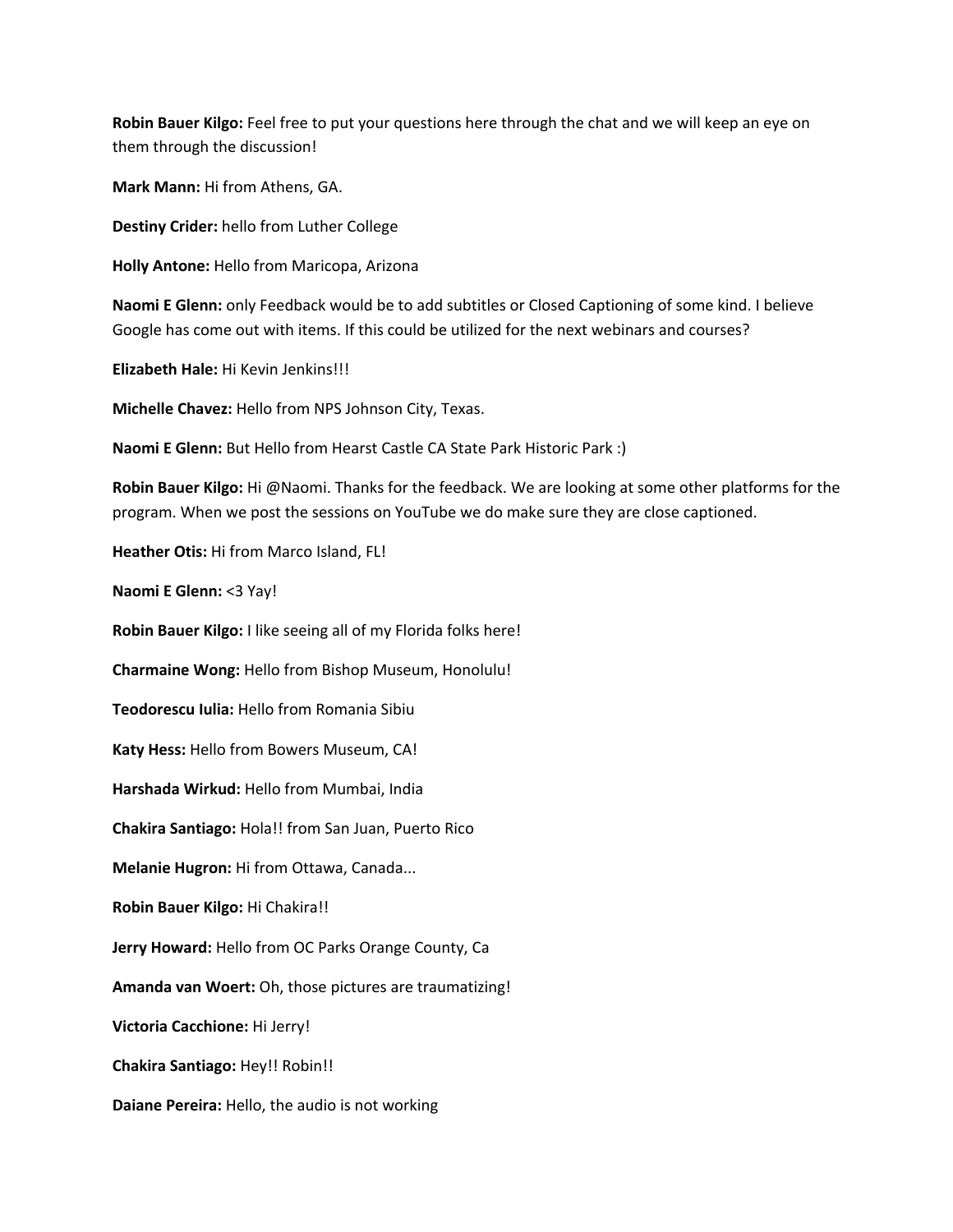**Robin Bauer Kilgo:** Feel free to put your questions here through the chat and we will keep an eye on them through the discussion!

**Mark Mann:** Hi from Athens, GA.

**Destiny Crider:** hello from Luther College

**Holly Antone:** Hello from Maricopa, Arizona

**Naomi E Glenn:** only Feedback would be to add subtitles or Closed Captioning of some kind. I believe Google has come out with items. If this could be utilized for the next webinars and courses?

**Elizabeth Hale:** Hi Kevin Jenkins!!!

**Michelle Chavez:** Hello from NPS Johnson City, Texas.

**Naomi E Glenn:** But Hello from Hearst Castle CA State Park Historic Park :)

**Robin Bauer Kilgo:** Hi @Naomi. Thanks for the feedback. We are looking at some other platforms for the program. When we post the sessions on YouTube we do make sure they are close captioned.

**Heather Otis:** Hi from Marco Island, FL!

**Naomi E Glenn:** <3 Yay!

**Robin Bauer Kilgo:** I like seeing all of my Florida folks here!

**Charmaine Wong:** Hello from Bishop Museum, Honolulu!

**Teodorescu Iulia:** Hello from Romania Sibiu

**Katy Hess:** Hello from Bowers Museum, CA!

**Harshada Wirkud:** Hello from Mumbai, India

**Chakira Santiago:** Hola!! from San Juan, Puerto Rico

**Melanie Hugron:** Hi from Ottawa, Canada...

**Robin Bauer Kilgo:** Hi Chakira!!

**Jerry Howard:** Hello from OC Parks Orange County, Ca

**Amanda van Woert:** Oh, those pictures are traumatizing!

**Victoria Cacchione:** Hi Jerry!

**Chakira Santiago:** Hey!! Robin!!

**Daiane Pereira:** Hello, the audio is not working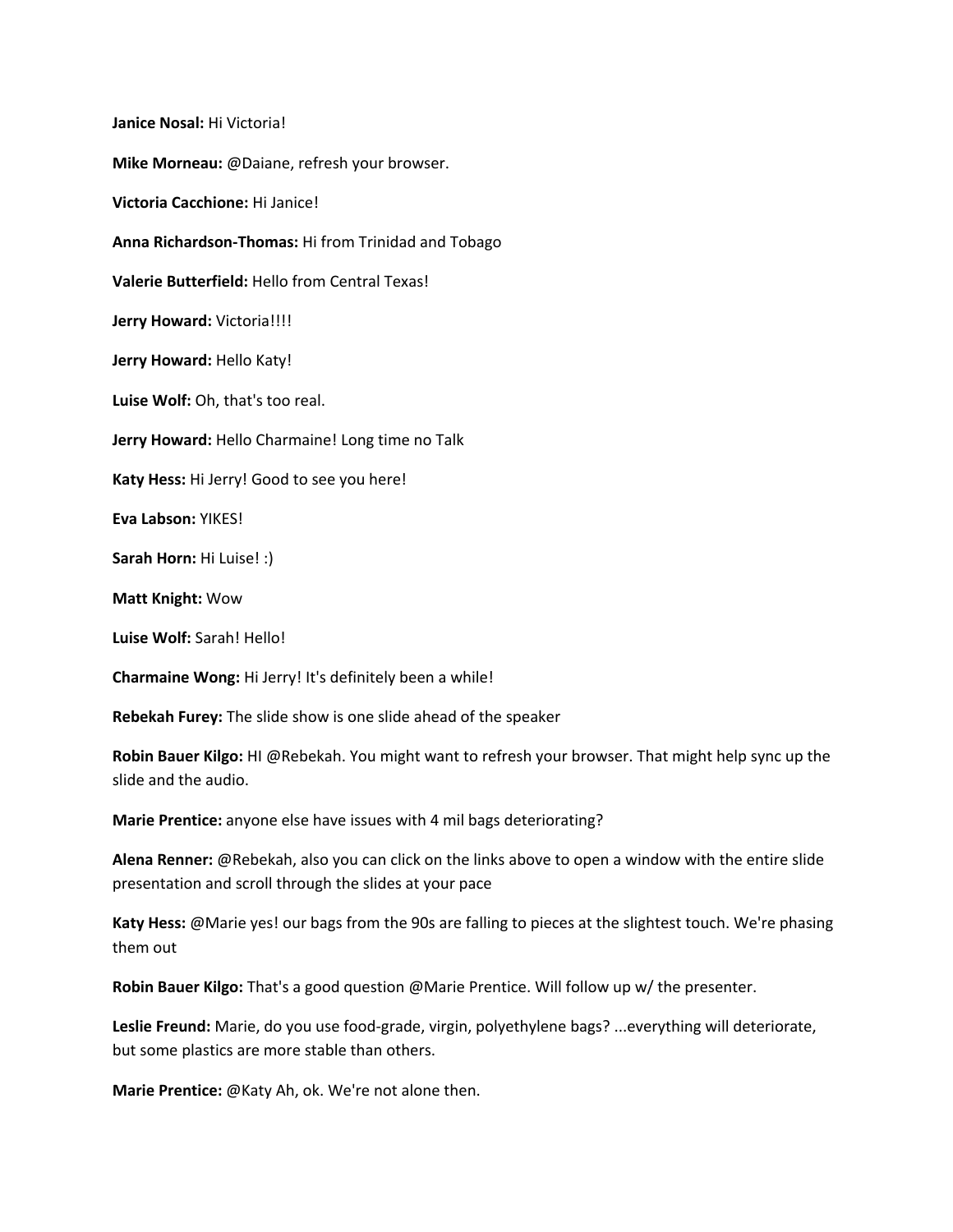**Janice Nosal:** Hi Victoria!

**Mike Morneau:** @Daiane, refresh your browser.

**Victoria Cacchione:** Hi Janice!

**Anna Richardson-Thomas:** Hi from Trinidad and Tobago

**Valerie Butterfield:** Hello from Central Texas!

**Jerry Howard:** Victoria!!!!

**Jerry Howard:** Hello Katy!

**Luise Wolf:** Oh, that's too real.

**Jerry Howard:** Hello Charmaine! Long time no Talk

**Katy Hess:** Hi Jerry! Good to see you here!

**Eva Labson:** YIKES!

**Sarah Horn:** Hi Luise! :)

**Matt Knight:** Wow

**Luise Wolf:** Sarah! Hello!

**Charmaine Wong:** Hi Jerry! It's definitely been a while!

**Rebekah Furey:** The slide show is one slide ahead of the speaker

**Robin Bauer Kilgo:** HI @Rebekah. You might want to refresh your browser. That might help sync up the slide and the audio.

**Marie Prentice:** anyone else have issues with 4 mil bags deteriorating?

**Alena Renner:** @Rebekah, also you can click on the links above to open a window with the entire slide presentation and scroll through the slides at your pace

**Katy Hess:** @Marie yes! our bags from the 90s are falling to pieces at the slightest touch. We're phasing them out

**Robin Bauer Kilgo:** That's a good question @Marie Prentice. Will follow up w/ the presenter.

**Leslie Freund:** Marie, do you use food-grade, virgin, polyethylene bags? ...everything will deteriorate, but some plastics are more stable than others.

**Marie Prentice:** @Katy Ah, ok. We're not alone then.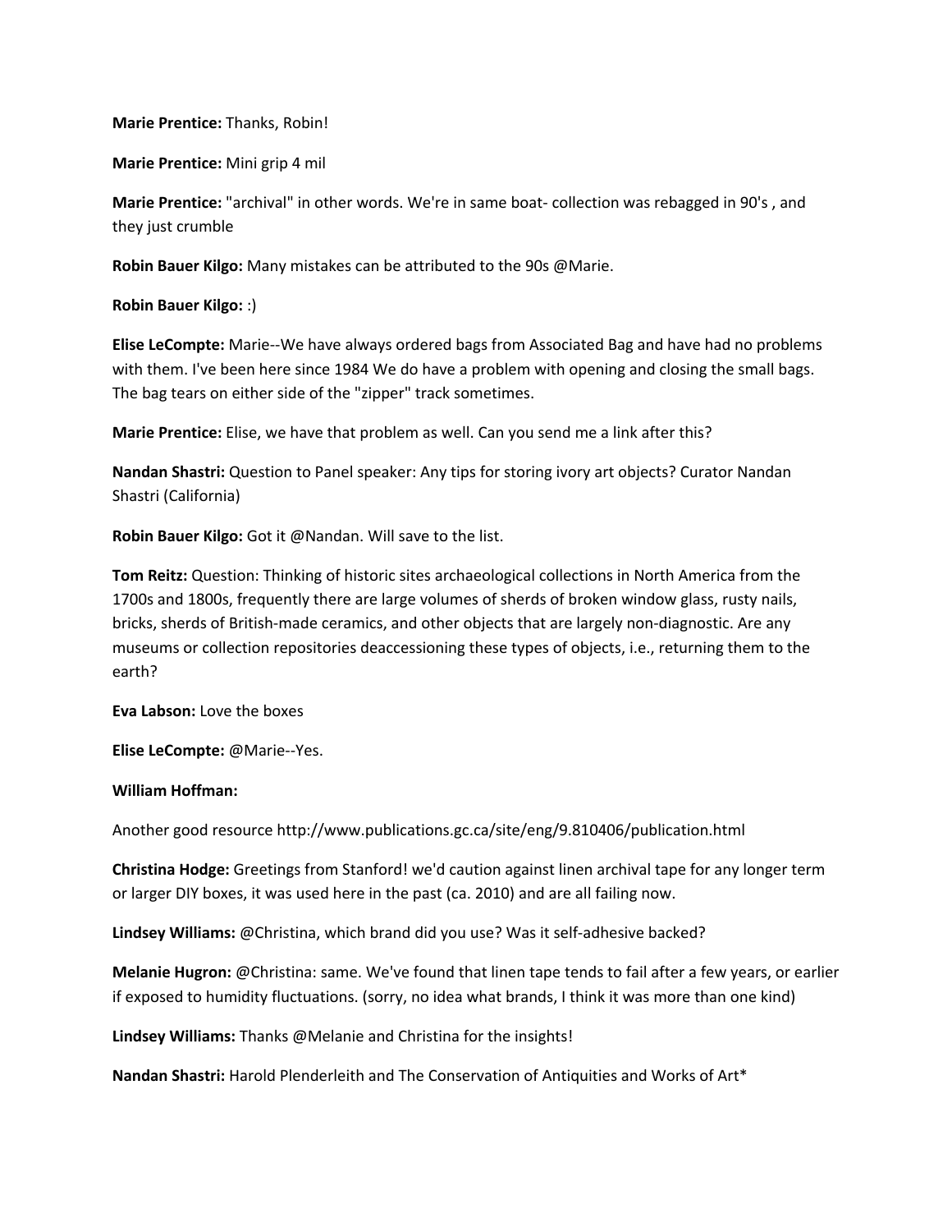**Marie Prentice:** Thanks, Robin!

**Marie Prentice:** Mini grip 4 mil

**Marie Prentice:** "archival" in other words. We're in same boat- collection was rebagged in 90's , and they just crumble

**Robin Bauer Kilgo:** Many mistakes can be attributed to the 90s @Marie.

**Robin Bauer Kilgo:** :)

**Elise LeCompte:** Marie--We have always ordered bags from Associated Bag and have had no problems with them. I've been here since 1984 We do have a problem with opening and closing the small bags. The bag tears on either side of the "zipper" track sometimes.

**Marie Prentice:** Elise, we have that problem as well. Can you send me a link after this?

**Nandan Shastri:** Question to Panel speaker: Any tips for storing ivory art objects? Curator Nandan Shastri (California)

**Robin Bauer Kilgo:** Got it @Nandan. Will save to the list.

**Tom Reitz:** Question: Thinking of historic sites archaeological collections in North America from the 1700s and 1800s, frequently there are large volumes of sherds of broken window glass, rusty nails, bricks, sherds of British-made ceramics, and other objects that are largely non-diagnostic. Are any museums or collection repositories deaccessioning these types of objects, i.e., returning them to the earth?

**Eva Labson:** Love the boxes

**Elise LeCompte:** @Marie--Yes.

**William Hoffman:**

Another good resource http://www.publications.gc.ca/site/eng/9.810406/publication.html

**Christina Hodge:** Greetings from Stanford! we'd caution against linen archival tape for any longer term or larger DIY boxes, it was used here in the past (ca. 2010) and are all failing now.

**Lindsey Williams:** @Christina, which brand did you use? Was it self-adhesive backed?

**Melanie Hugron:** @Christina: same. We've found that linen tape tends to fail after a few years, or earlier if exposed to humidity fluctuations. (sorry, no idea what brands, I think it was more than one kind)

**Lindsey Williams:** Thanks @Melanie and Christina for the insights!

**Nandan Shastri:** Harold Plenderleith and The Conservation of Antiquities and Works of Art*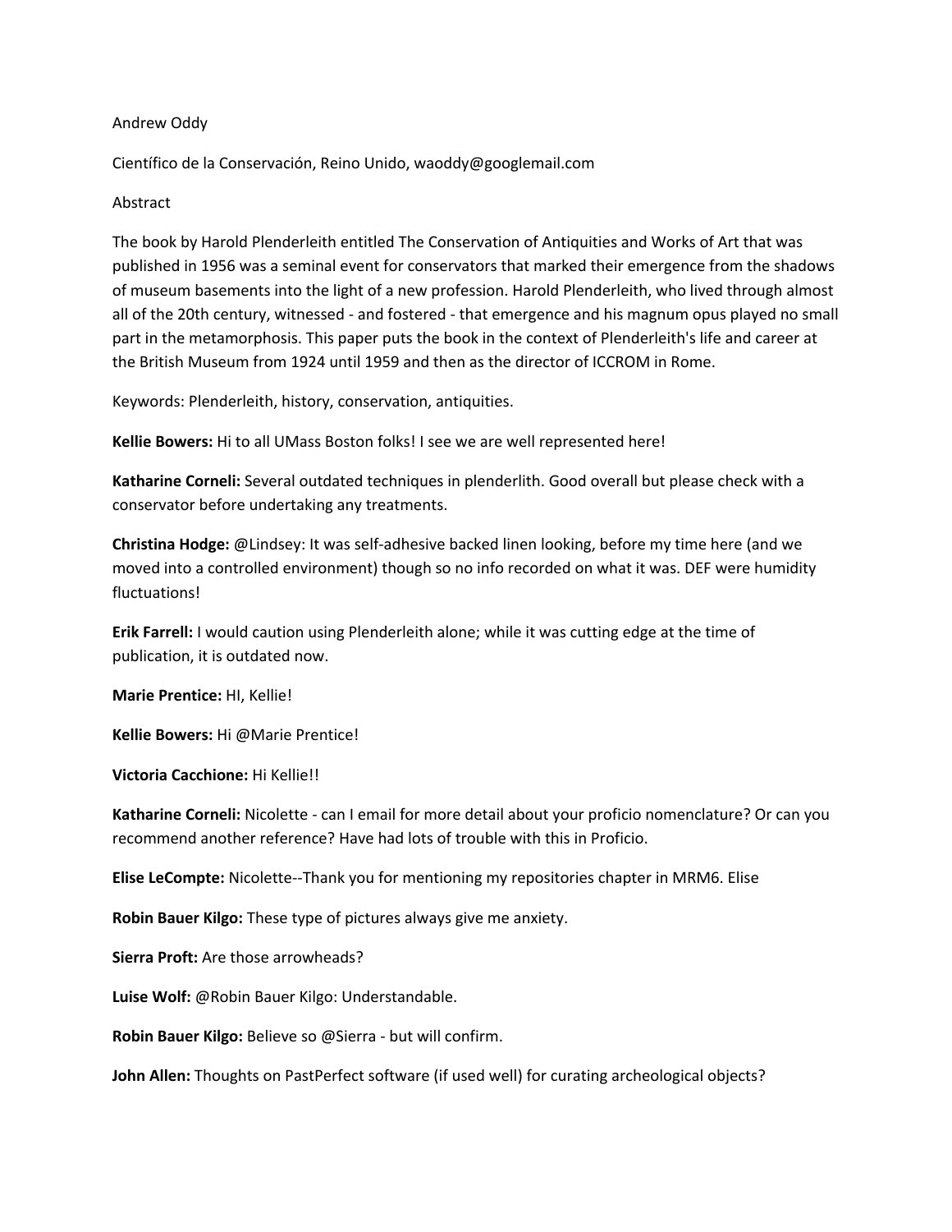Andrew Oddy

Científico de la Conservación, Reino Unido, waoddy@googlemail.com

Abstract

The book by Harold Plenderleith entitled The Conservation of Antiquities and Works of Art that was published in 1956 was a seminal event for conservators that marked their emergence from the shadows of museum basements into the light of a new profession. Harold Plenderleith, who lived through almost all of the 20th century, witnessed - and fostered - that emergence and his magnum opus played no small part in the metamorphosis. This paper puts the book in the context of Plenderleith's life and career at the British Museum from 1924 until 1959 and then as the director of ICCROM in Rome.

Keywords: Plenderleith, history, conservation, antiquities.

**Kellie Bowers:** Hi to all UMass Boston folks! I see we are well represented here!

**Katharine Corneli:** Several outdated techniques in plenderlith. Good overall but please check with a conservator before undertaking any treatments.

**Christina Hodge:** @Lindsey: It was self-adhesive backed linen looking, before my time here (and we moved into a controlled environment) though so no info recorded on what it was. DEF were humidity fluctuations!

**Erik Farrell:** I would caution using Plenderleith alone; while it was cutting edge at the time of publication, it is outdated now.

**Marie Prentice:** HI, Kellie!

**Kellie Bowers:** Hi @Marie Prentice!

**Victoria Cacchione:** Hi Kellie!!

**Katharine Corneli:** Nicolette - can I email for more detail about your proficio nomenclature? Or can you recommend another reference? Have had lots of trouble with this in Proficio.

**Elise LeCompte:** Nicolette--Thank you for mentioning my repositories chapter in MRM6. Elise

**Robin Bauer Kilgo:** These type of pictures always give me anxiety.

**Sierra Proft:** Are those arrowheads?

**Luise Wolf:** @Robin Bauer Kilgo: Understandable.

**Robin Bauer Kilgo:** Believe so @Sierra - but will confirm.

**John Allen:** Thoughts on PastPerfect software (if used well) for curating archeological objects?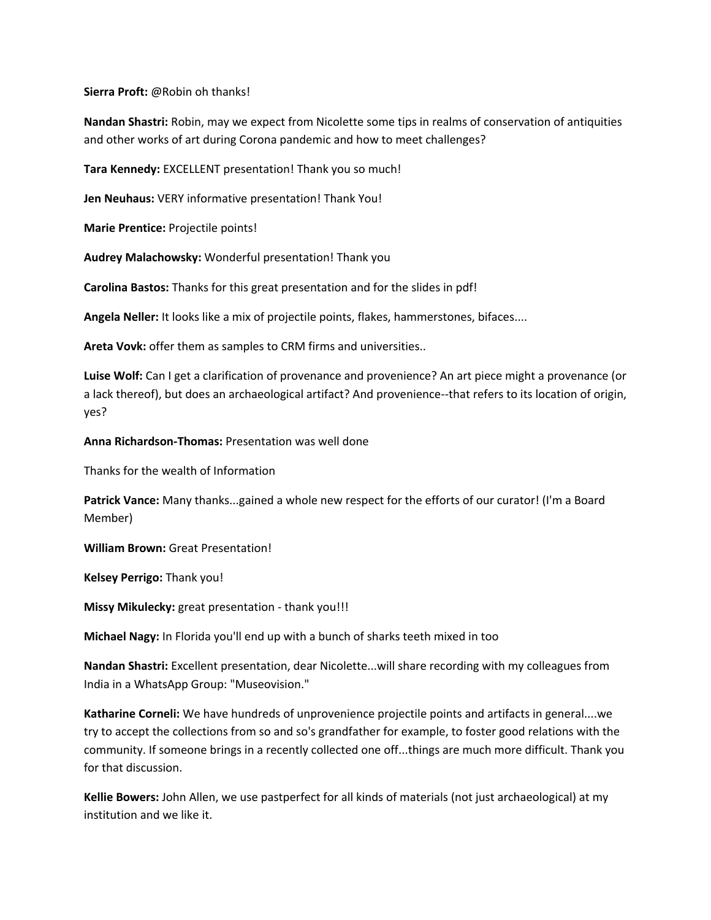**Sierra Proft:** @Robin oh thanks!

**Nandan Shastri:** Robin, may we expect from Nicolette some tips in realms of conservation of antiquities and other works of art during Corona pandemic and how to meet challenges?

**Tara Kennedy:** EXCELLENT presentation! Thank you so much!

**Jen Neuhaus:** VERY informative presentation! Thank You!

**Marie Prentice:** Projectile points!

**Audrey Malachowsky:** Wonderful presentation! Thank you

**Carolina Bastos:** Thanks for this great presentation and for the slides in pdf!

**Angela Neller:** It looks like a mix of projectile points, flakes, hammerstones, bifaces....

**Areta Vovk:** offer them as samples to CRM firms and universities..

**Luise Wolf:** Can I get a clarification of provenance and provenience? An art piece might a provenance (or a lack thereof), but does an archaeological artifact? And provenience--that refers to its location of origin, yes?

**Anna Richardson-Thomas:** Presentation was well done

Thanks for the wealth of Information

**Patrick Vance:** Many thanks...gained a whole new respect for the efforts of our curator! (I'm a Board Member)

**William Brown:** Great Presentation!

**Kelsey Perrigo:** Thank you!

**Missy Mikulecky:** great presentation - thank you!!!

**Michael Nagy:** In Florida you'll end up with a bunch of sharks teeth mixed in too

**Nandan Shastri:** Excellent presentation, dear Nicolette...will share recording with my colleagues from India in a WhatsApp Group: "Museovision."

**Katharine Corneli:** We have hundreds of unprovenience projectile points and artifacts in general....we try to accept the collections from so and so's grandfather for example, to foster good relations with the community. If someone brings in a recently collected one off...things are much more difficult. Thank you for that discussion.

**Kellie Bowers:** John Allen, we use pastperfect for all kinds of materials (not just archaeological) at my institution and we like it.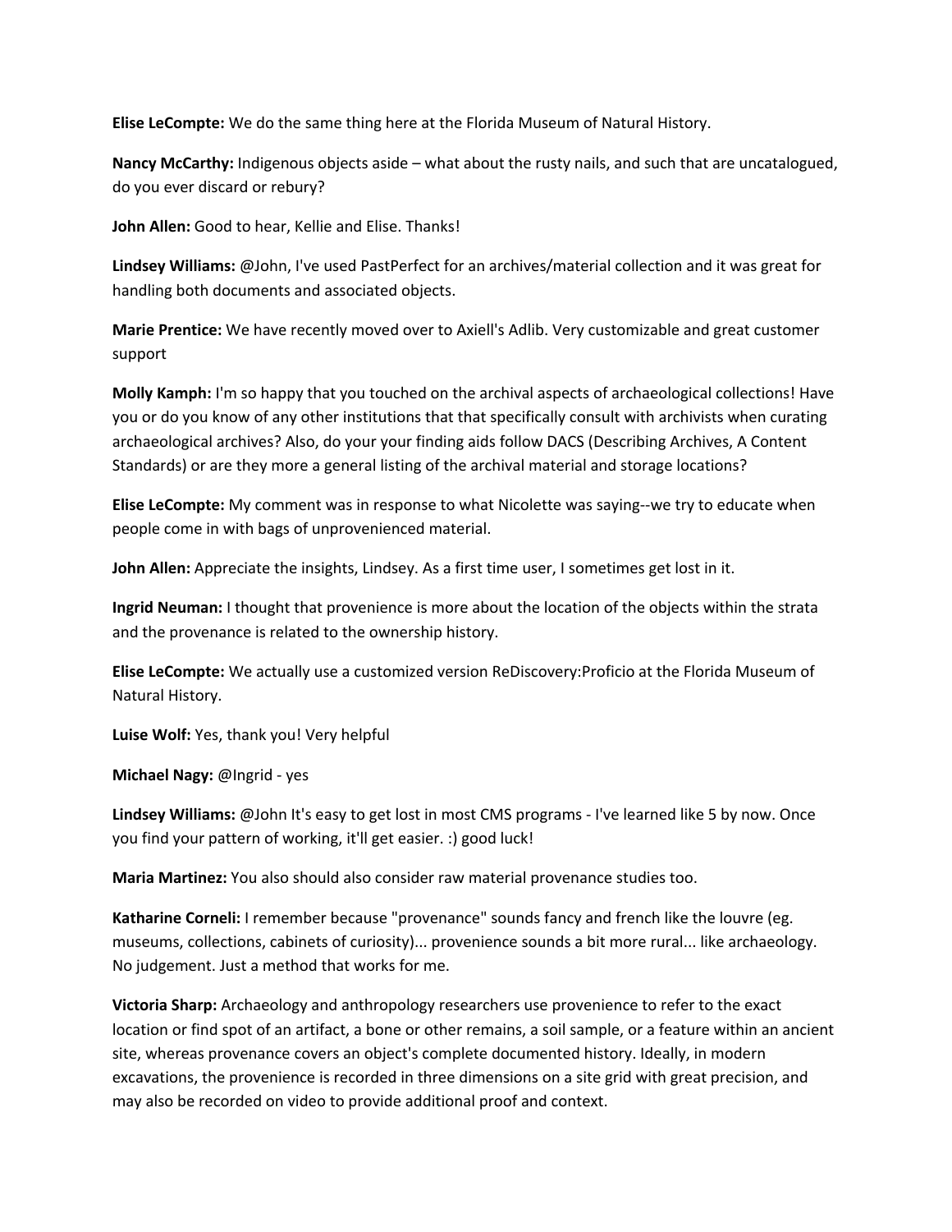**Elise LeCompte:** We do the same thing here at the Florida Museum of Natural History.

**Nancy McCarthy:** Indigenous objects aside – what about the rusty nails, and such that are uncatalogued, do you ever discard or rebury?

**John Allen:** Good to hear, Kellie and Elise. Thanks!

**Lindsey Williams:** @John, I've used PastPerfect for an archives/material collection and it was great for handling both documents and associated objects.

**Marie Prentice:** We have recently moved over to Axiell's Adlib. Very customizable and great customer support

**Molly Kamph:** I'm so happy that you touched on the archival aspects of archaeological collections! Have you or do you know of any other institutions that that specifically consult with archivists when curating archaeological archives? Also, do your your finding aids follow DACS (Describing Archives, A Content Standards) or are they more a general listing of the archival material and storage locations?

**Elise LeCompte:** My comment was in response to what Nicolette was saying--we try to educate when people come in with bags of unprovenienced material.

**John Allen:** Appreciate the insights, Lindsey. As a first time user, I sometimes get lost in it.

**Ingrid Neuman:** I thought that provenience is more about the location of the objects within the strata and the provenance is related to the ownership history.

**Elise LeCompte:** We actually use a customized version ReDiscovery:Proficio at the Florida Museum of Natural History.

**Luise Wolf:** Yes, thank you! Very helpful

**Michael Nagy:** @Ingrid - yes

**Lindsey Williams:** @John It's easy to get lost in most CMS programs - I've learned like 5 by now. Once you find your pattern of working, it'll get easier. :) good luck!

**Maria Martinez:** You also should also consider raw material provenance studies too.

**Katharine Corneli:** I remember because "provenance" sounds fancy and french like the louvre (eg. museums, collections, cabinets of curiosity)... provenience sounds a bit more rural... like archaeology. No judgement. Just a method that works for me.

**Victoria Sharp:** Archaeology and anthropology researchers use provenience to refer to the exact location or find spot of an artifact, a bone or other remains, a soil sample, or a feature within an ancient site, whereas provenance covers an object's complete documented history. Ideally, in modern excavations, the provenience is recorded in three dimensions on a site grid with great precision, and may also be recorded on video to provide additional proof and context.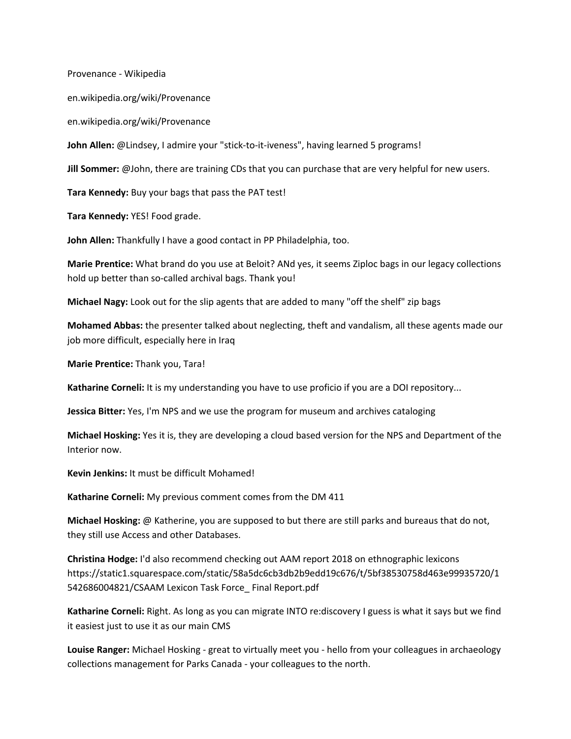Provenance - Wikipedia

en.wikipedia.org/wiki/Provenance

en.wikipedia.org/wiki/Provenance

**John Allen:** @Lindsey, I admire your "stick-to-it-iveness", having learned 5 programs!

**Jill Sommer:** @John, there are training CDs that you can purchase that are very helpful for new users.

**Tara Kennedy:** Buy your bags that pass the PAT test!

**Tara Kennedy:** YES! Food grade.

**John Allen:** Thankfully I have a good contact in PP Philadelphia, too.

**Marie Prentice:** What brand do you use at Beloit? ANd yes, it seems Ziploc bags in our legacy collections hold up better than so-called archival bags. Thank you!

**Michael Nagy:** Look out for the slip agents that are added to many "off the shelf" zip bags

**Mohamed Abbas:** the presenter talked about neglecting, theft and vandalism, all these agents made our job more difficult, especially here in Iraq

**Marie Prentice:** Thank you, Tara!

**Katharine Corneli:** It is my understanding you have to use proficio if you are a DOI repository...

**Jessica Bitter:** Yes, I'm NPS and we use the program for museum and archives cataloging

**Michael Hosking:** Yes it is, they are developing a cloud based version for the NPS and Department of the Interior now.

**Kevin Jenkins:** It must be difficult Mohamed!

**Katharine Corneli:** My previous comment comes from the DM 411

**Michael Hosking:** @ Katherine, you are supposed to but there are still parks and bureaus that do not, they still use Access and other Databases.

**Christina Hodge:** I'd also recommend checking out AAM report 2018 on ethnographic lexicons https://static1.squarespace.com/static/58a5dc6cb3db2b9edd19c676/t/5bf38530758d463e99935720/1542686004821/CSAAM Lexicon Task Force_ Final Report.pdf

**Katharine Corneli:** Right. As long as you can migrate INTO re:discovery I guess is what it says but we find it easiest just to use it as our main CMS

**Louise Ranger:** Michael Hosking - great to virtually meet you - hello from your colleagues in archaeology collections management for Parks Canada - your colleagues to the north.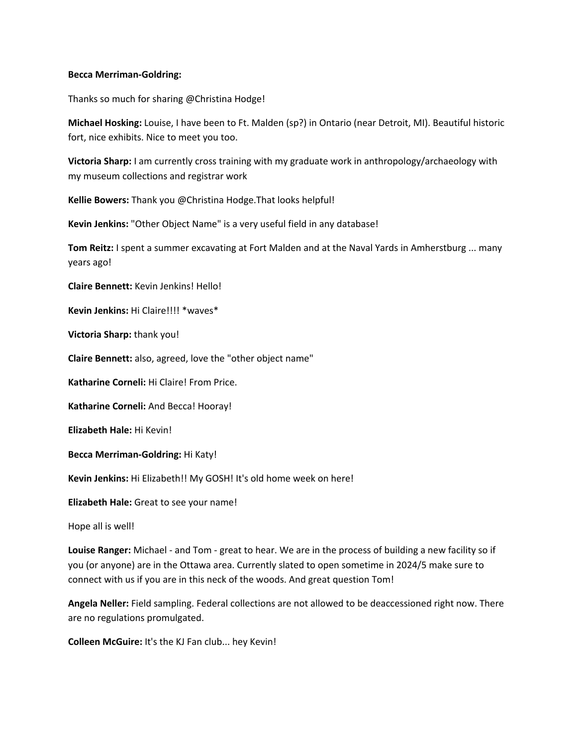**Becca Merriman-Goldring:**

Thanks so much for sharing @Christina Hodge!

**Michael Hosking:** Louise, I have been to Ft. Malden (sp?) in Ontario (near Detroit, MI). Beautiful historic fort, nice exhibits. Nice to meet you too.

**Victoria Sharp:** I am currently cross training with my graduate work in anthropology/archaeology with my museum collections and registrar work

**Kellie Bowers:** Thank you @Christina Hodge.That looks helpful!

**Kevin Jenkins:** "Other Object Name" is a very useful field in any database!

**Tom Reitz:** I spent a summer excavating at Fort Malden and at the Naval Yards in Amherstburg ... many years ago!

**Claire Bennett:** Kevin Jenkins! Hello!

**Kevin Jenkins:** Hi Claire!!!! *waves*

**Victoria Sharp:** thank you!

**Claire Bennett:** also, agreed, love the "other object name"

**Katharine Corneli:** Hi Claire! From Price.

**Katharine Corneli:** And Becca! Hooray!

**Elizabeth Hale:** Hi Kevin!

**Becca Merriman-Goldring:** Hi Katy!

**Kevin Jenkins:** Hi Elizabeth!! My GOSH! It's old home week on here!

**Elizabeth Hale:** Great to see your name!

Hope all is well!

**Louise Ranger:** Michael - and Tom - great to hear. We are in the process of building a new facility so if you (or anyone) are in the Ottawa area. Currently slated to open sometime in 2024/5 make sure to connect with us if you are in this neck of the woods. And great question Tom!

**Angela Neller:** Field sampling. Federal collections are not allowed to be deaccessioned right now. There are no regulations promulgated.

**Colleen McGuire:** It's the KJ Fan club... hey Kevin!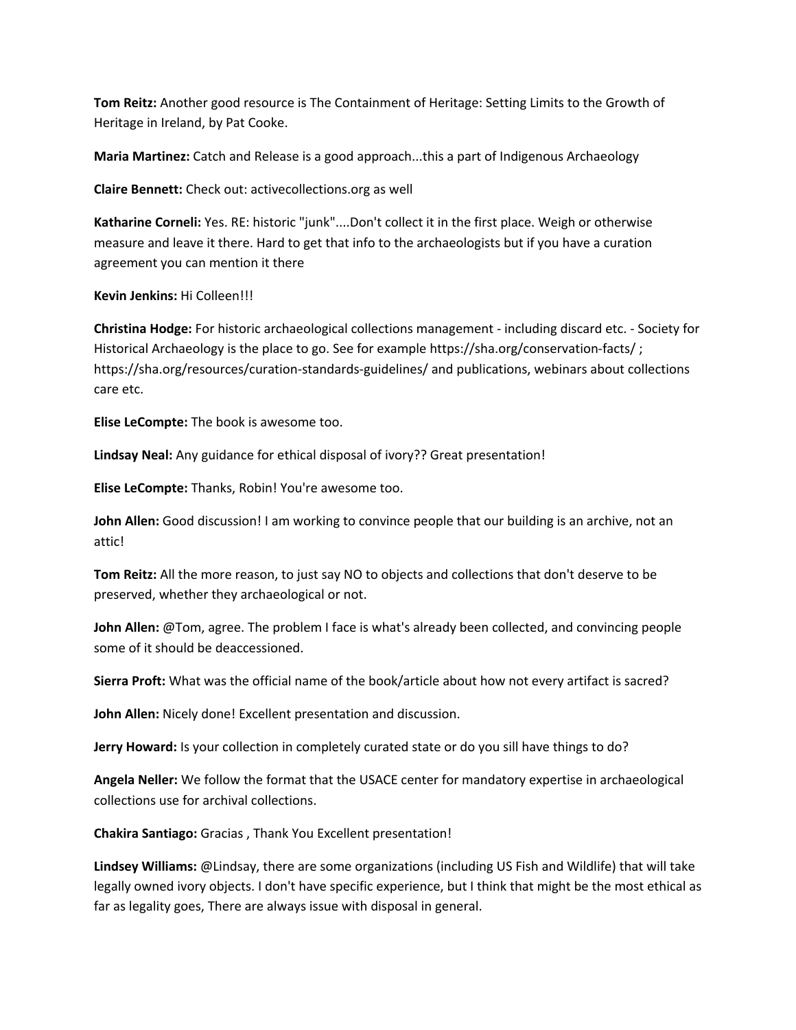**Tom Reitz:** Another good resource is The Containment of Heritage: Setting Limits to the Growth of Heritage in Ireland, by Pat Cooke.

**Maria Martinez:** Catch and Release is a good approach...this a part of Indigenous Archaeology

**Claire Bennett:** Check out: activecollections.org as well

**Katharine Corneli:** Yes. RE: historic "junk"....Don't collect it in the first place. Weigh or otherwise measure and leave it there. Hard to get that info to the archaeologists but if you have a curation agreement you can mention it there

**Kevin Jenkins:** Hi Colleen!!!

**Christina Hodge:** For historic archaeological collections management - including discard etc. - Society for Historical Archaeology is the place to go. See for example https://sha.org/conservation-facts/ ; https://sha.org/resources/curation-standards-guidelines/ and publications, webinars about collections care etc.

**Elise LeCompte:** The book is awesome too.

**Lindsay Neal:** Any guidance for ethical disposal of ivory?? Great presentation!

**Elise LeCompte:** Thanks, Robin! You're awesome too.

**John Allen:** Good discussion! I am working to convince people that our building is an archive, not an attic!

**Tom Reitz:** All the more reason, to just say NO to objects and collections that don't deserve to be preserved, whether they archaeological or not.

**John Allen:** @Tom, agree. The problem I face is what's already been collected, and convincing people some of it should be deaccessioned.

**Sierra Proft:** What was the official name of the book/article about how not every artifact is sacred?

**John Allen:** Nicely done! Excellent presentation and discussion.

**Jerry Howard:** Is your collection in completely curated state or do you sill have things to do?

**Angela Neller:** We follow the format that the USACE center for mandatory expertise in archaeological collections use for archival collections.

**Chakira Santiago:** Gracias , Thank You Excellent presentation!

**Lindsey Williams:** @Lindsay, there are some organizations (including US Fish and Wildlife) that will take legally owned ivory objects. I don't have specific experience, but I think that might be the most ethical as far as legality goes, There are always issue with disposal in general.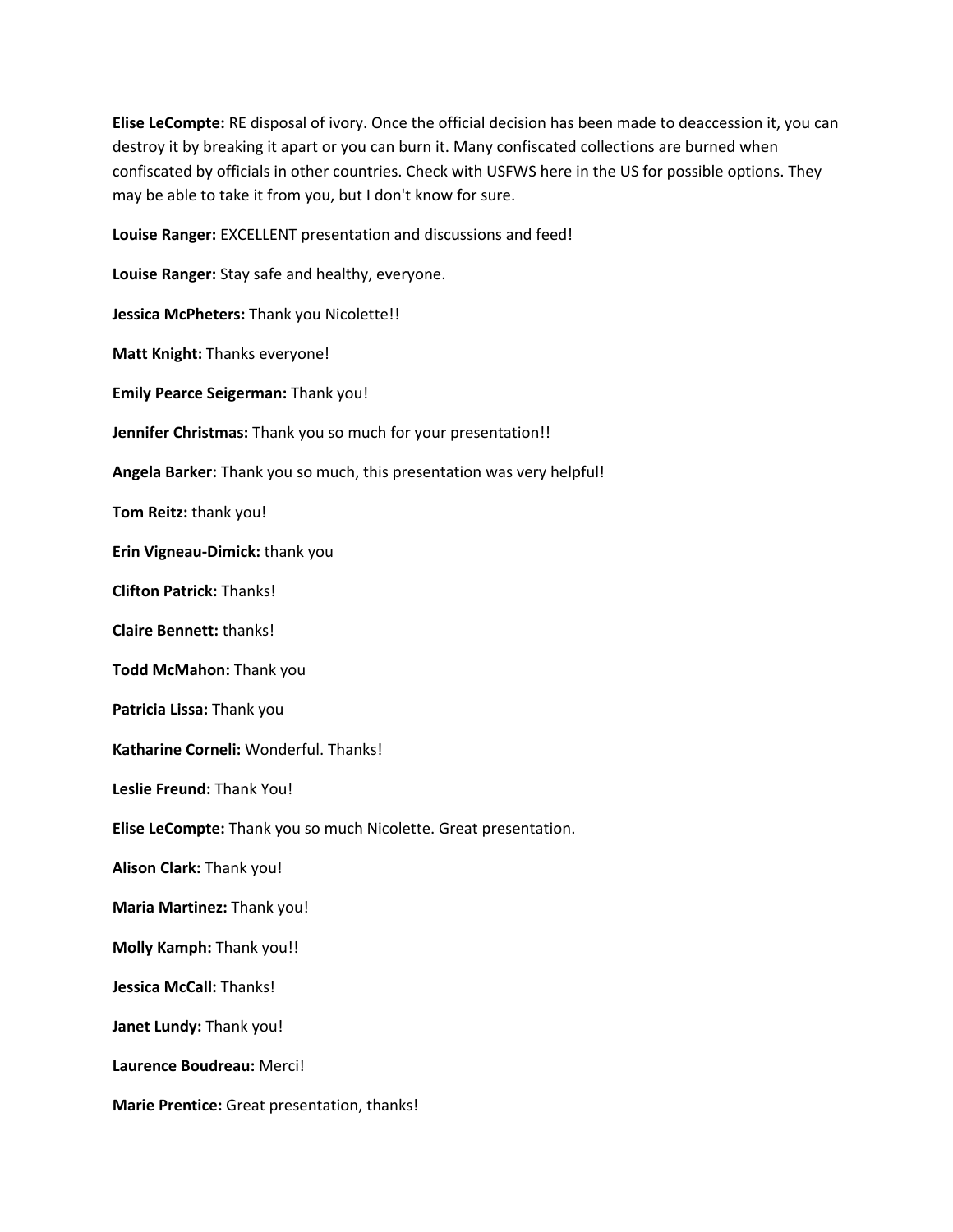**Elise LeCompte:** RE disposal of ivory. Once the official decision has been made to deaccession it, you can destroy it by breaking it apart or you can burn it. Many confiscated collections are burned when confiscated by officials in other countries. Check with USFWS here in the US for possible options. They may be able to take it from you, but I don't know for sure.

**Louise Ranger:** EXCELLENT presentation and discussions and feed!

**Louise Ranger:** Stay safe and healthy, everyone.

**Jessica McPheters:** Thank you Nicolette!!

**Matt Knight:** Thanks everyone!

**Emily Pearce Seigerman:** Thank you!

**Jennifer Christmas:** Thank you so much for your presentation!!

**Angela Barker:** Thank you so much, this presentation was very helpful!

**Tom Reitz:** thank you!

**Erin Vigneau-Dimick:** thank you

**Clifton Patrick:** Thanks!

**Claire Bennett:** thanks!

**Todd McMahon:** Thank you

**Patricia Lissa:** Thank you

**Katharine Corneli:** Wonderful. Thanks!

**Leslie Freund:** Thank You!

**Elise LeCompte:** Thank you so much Nicolette. Great presentation.

**Alison Clark:** Thank you!

**Maria Martinez:** Thank you!

**Molly Kamph:** Thank you!!

**Jessica McCall:** Thanks!

**Janet Lundy:** Thank you!

**Laurence Boudreau:** Merci!

**Marie Prentice:** Great presentation, thanks!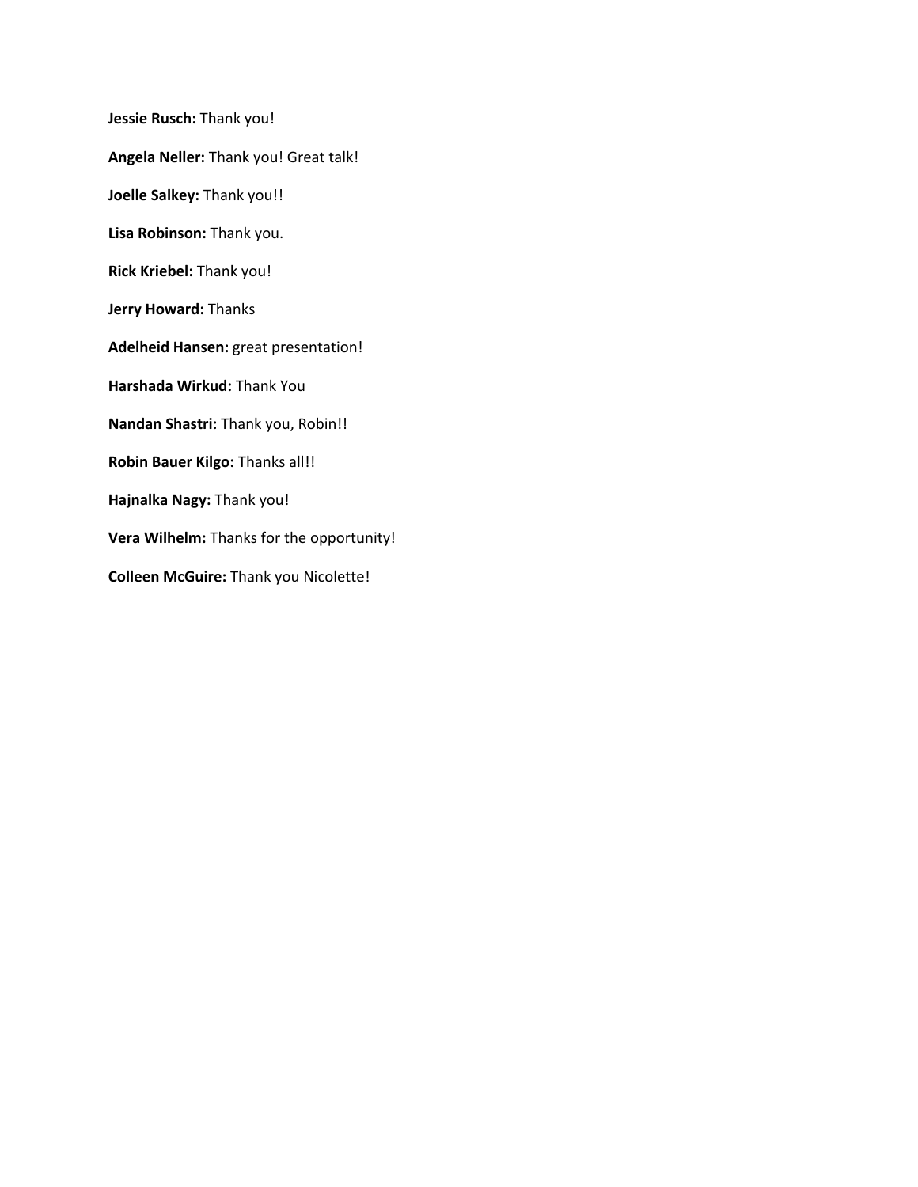**Jessie Rusch:** Thank you!

**Angela Neller:** Thank you! Great talk!

**Joelle Salkey:** Thank you!!

**Lisa Robinson:** Thank you.

**Rick Kriebel:** Thank you!

**Jerry Howard:** Thanks

**Adelheid Hansen:** great presentation!

**Harshada Wirkud:** Thank You

**Nandan Shastri:** Thank you, Robin!!

**Robin Bauer Kilgo:** Thanks all!!

**Hajnalka Nagy:** Thank you!

**Vera Wilhelm:** Thanks for the opportunity!

**Colleen McGuire:** Thank you Nicolette!